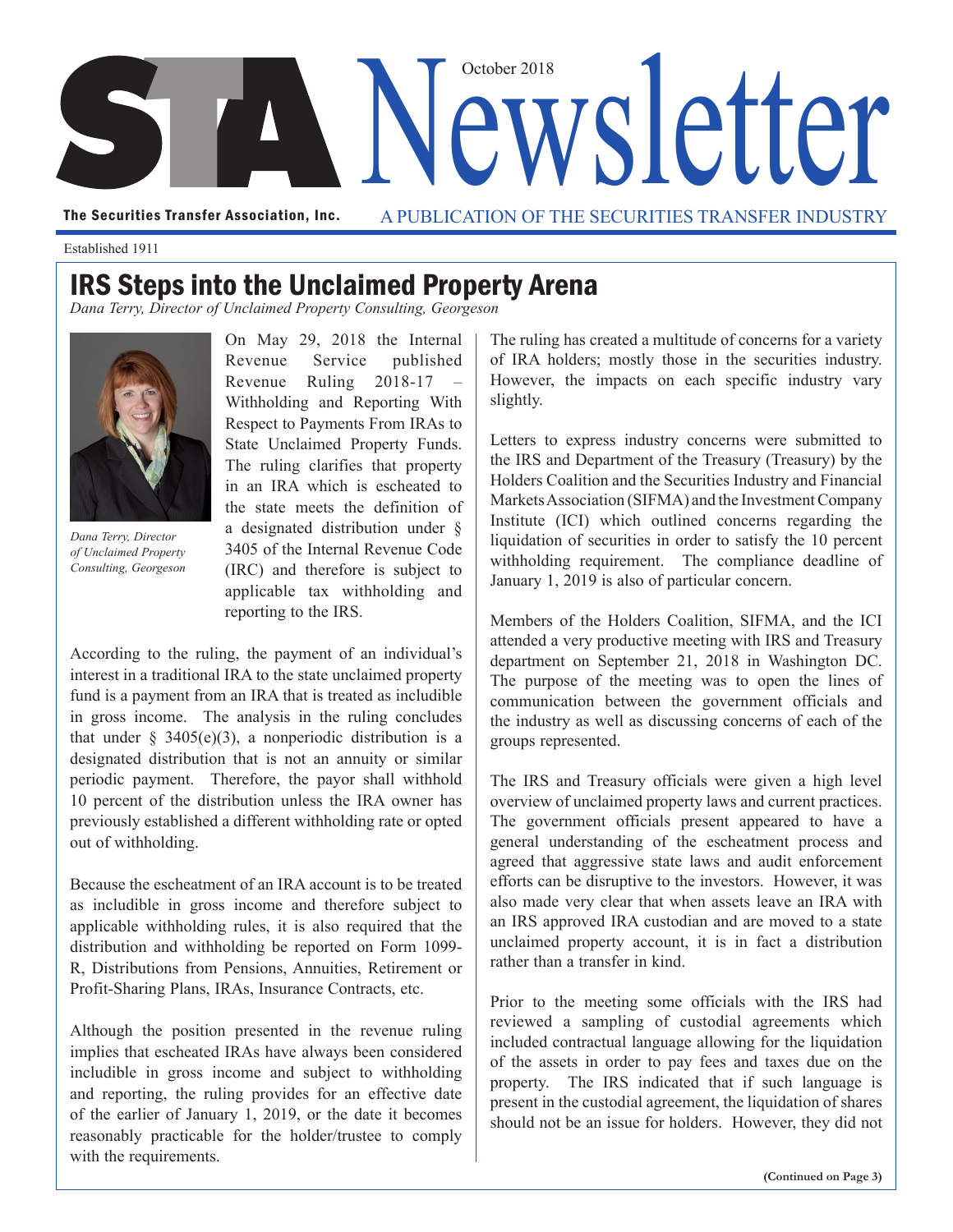# STA Newsletter

October 2018

The Securities Transfer Association, Inc.

A PUBLICATION OF THE SECURITIES TRANSFER INDUSTRY

Established 1911

## IRS Steps into the Unclaimed Property Arena

*Dana Terry, Director of Unclaimed Property Consulting, Georgeson*

*Dana Terry, Director of Unclaimed Property Consulting, Georgeson*

On May 29, 2018 the Internal Revenue Service published Revenue Ruling 2018-17 – Withholding and Reporting With Respect to Payments From IRAs to State Unclaimed Property Funds. The ruling clarifies that property in an IRA which is escheated to the state meets the definition of a designated distribution under § 3405 of the Internal Revenue Code (IRC) and therefore is subject to applicable tax withholding and reporting to the IRS.

According to the ruling, the payment of an individual's interest in a traditional IRA to the state unclaimed property fund is a payment from an IRA that is treated as includible in gross income. The analysis in the ruling concludes that under § 3405(e)(3), a nonperiodic distribution is a designated distribution that is not an annuity or similar periodic payment. Therefore, the payor shall withhold 10 percent of the distribution unless the IRA owner has previously established a different withholding rate or opted out of withholding.

Because the escheatment of an IRA account is to be treated as includible in gross income and therefore subject to applicable withholding rules, it is also required that the distribution and withholding be reported on Form 1099-R, Distributions from Pensions, Annuities, Retirement or Profit-Sharing Plans, IRAs, Insurance Contracts, etc.

Although the position presented in the revenue ruling implies that escheated IRAs have always been considered includible in gross income and subject to withholding and reporting, the ruling provides for an effective date of the earlier of January 1, 2019, or the date it becomes reasonably practicable for the holder/trustee to comply with the requirements.

The ruling has created a multitude of concerns for a variety of IRA holders; mostly those in the securities industry. However, the impacts on each specific industry vary slightly.

Letters to express industry concerns were submitted to the IRS and Department of the Treasury (Treasury) by the Holders Coalition and the Securities Industry and Financial Markets Association (SIFMA) and the Investment Company Institute (ICI) which outlined concerns regarding the liquidation of securities in order to satisfy the 10 percent withholding requirement. The compliance deadline of January 1, 2019 is also of particular concern.

Members of the Holders Coalition, SIFMA, and the ICI attended a very productive meeting with IRS and Treasury department on September 21, 2018 in Washington DC. The purpose of the meeting was to open the lines of communication between the government officials and the industry as well as discussing concerns of each of the groups represented.

The IRS and Treasury officials were given a high level overview of unclaimed property laws and current practices. The government officials present appeared to have a general understanding of the escheatment process and agreed that aggressive state laws and audit enforcement efforts can be disruptive to the investors. However, it was also made very clear that when assets leave an IRA with an IRS approved IRA custodian and are moved to a state unclaimed property account, it is in fact a distribution rather than a transfer in kind.

Prior to the meeting some officials with the IRS had reviewed a sampling of custodial agreements which included contractual language allowing for the liquidation of the assets in order to pay fees and taxes due on the property. The IRS indicated that if such language is present in the custodial agreement, the liquidation of shares should not be an issue for holders. However, they did not

**(Continued on Page 3)**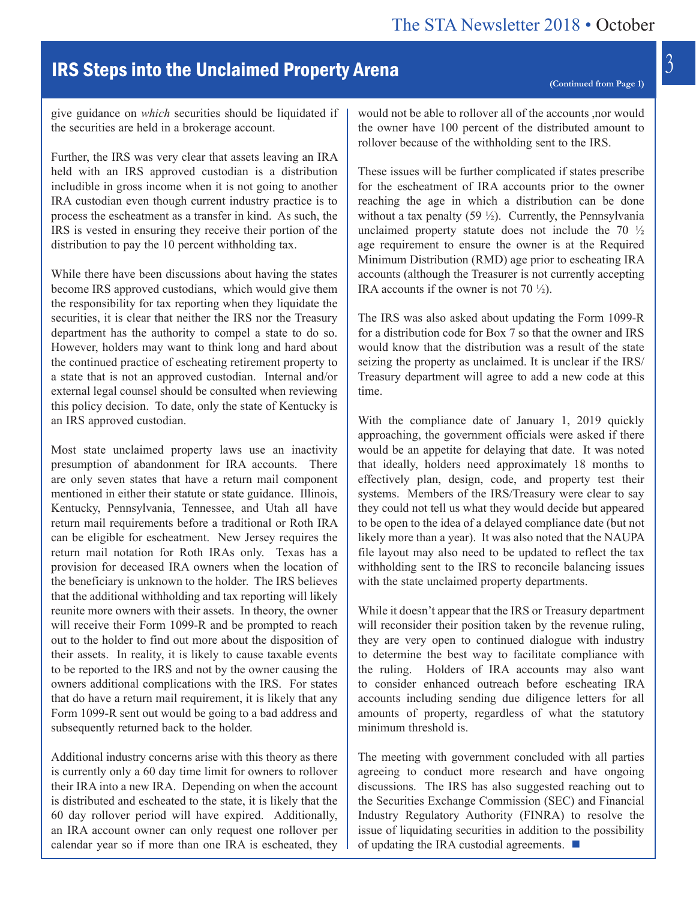## IRS Steps into the Unclaimed Property Arena

(Continued from Page 1)

give guidance on *which* securities should be liquidated if the securities are held in a brokerage account.

Further, the IRS was very clear that assets leaving an IRA held with an IRS approved custodian is a distribution includible in gross income when it is not going to another IRA custodian even though current industry practice is to process the escheatment as a transfer in kind. As such, the IRS is vested in ensuring they receive their portion of the distribution to pay the 10 percent withholding tax.

While there have been discussions about having the states become IRS approved custodians, which would give them the responsibility for tax reporting when they liquidate the securities, it is clear that neither the IRS nor the Treasury department has the authority to compel a state to do so. However, holders may want to think long and hard about the continued practice of escheating retirement property to a state that is not an approved custodian. Internal and/or external legal counsel should be consulted when reviewing this policy decision. To date, only the state of Kentucky is an IRS approved custodian.

Most state unclaimed property laws use an inactivity presumption of abandonment for IRA accounts. There are only seven states that have a return mail component mentioned in either their statute or state guidance. Illinois, Kentucky, Pennsylvania, Tennessee, and Utah all have return mail requirements before a traditional or Roth IRA can be eligible for escheatment. New Jersey requires the return mail notation for Roth IRAs only. Texas has a provision for deceased IRA owners when the location of the beneficiary is unknown to the holder. The IRS believes that the additional withholding and tax reporting will likely reunite more owners with their assets. In theory, the owner will receive their Form 1099-R and be prompted to reach out to the holder to find out more about the disposition of their assets. In reality, it is likely to cause taxable events to be reported to the IRS and not by the owner causing the owners additional complications with the IRS. For states that do have a return mail requirement, it is likely that any Form 1099-R sent out would be going to a bad address and subsequently returned back to the holder.

Additional industry concerns arise with this theory as there is currently only a 60 day time limit for owners to rollover their IRA into a new IRA. Depending on when the account is distributed and escheated to the state, it is likely that the 60 day rollover period will have expired. Additionally, an IRA account owner can only request one rollover per calendar year so if more than one IRA is escheated, they would not be able to rollover all of the accounts ,nor would the owner have 100 percent of the distributed amount to rollover because of the withholding sent to the IRS.

These issues will be further complicated if states prescribe for the escheatment of IRA accounts prior to the owner reaching the age in which a distribution can be done without a tax penalty (59 ½). Currently, the Pennsylvania unclaimed property statute does not include the 70 ½ age requirement to ensure the owner is at the Required Minimum Distribution (RMD) age prior to escheating IRA accounts (although the Treasurer is not currently accepting IRA accounts if the owner is not 70 ½).

The IRS was also asked about updating the Form 1099-R for a distribution code for Box 7 so that the owner and IRS would know that the distribution was a result of the state seizing the property as unclaimed. It is unclear if the IRS/Treasury department will agree to add a new code at this time.

With the compliance date of January 1, 2019 quickly approaching, the government officials were asked if there would be an appetite for delaying that date. It was noted that ideally, holders need approximately 18 months to effectively plan, design, code, and property test their systems. Members of the IRS/Treasury were clear to say they could not tell us what they would decide but appeared to be open to the idea of a delayed compliance date (but not likely more than a year). It was also noted that the NAUPA file layout may also need to be updated to reflect the tax withholding sent to the IRS to reconcile balancing issues with the state unclaimed property departments.

While it doesn't appear that the IRS or Treasury department will reconsider their position taken by the revenue ruling, they are very open to continued dialogue with industry to determine the best way to facilitate compliance with the ruling. Holders of IRA accounts may also want to consider enhanced outreach before escheating IRA accounts including sending due diligence letters for all amounts of property, regardless of what the statutory minimum threshold is.

The meeting with government concluded with all parties agreeing to conduct more research and have ongoing discussions. The IRS has also suggested reaching out to the Securities Exchange Commission (SEC) and Financial Industry Regulatory Authority (FINRA) to resolve the issue of liquidating securities in addition to the possibility of updating the IRA custodial agreements. ■